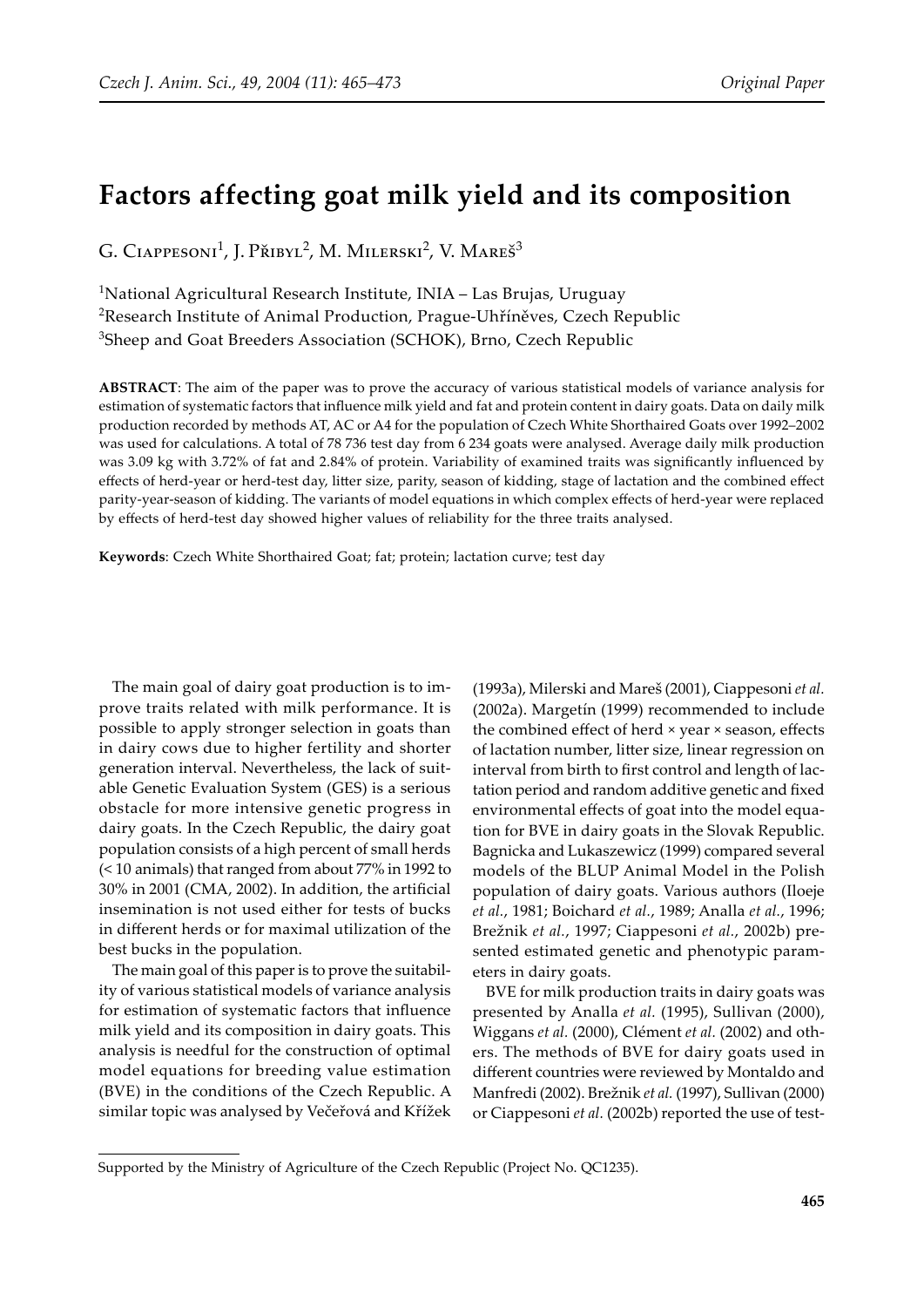# Factors affecting goat milk yield and its composition

G. Ciappesoni[1], J. Přibyl[2], M. Milerski[2], V. Mareš[3]

[1]National Agricultural Research Institute, INIA – Las Brujas, Uruguay
[2]Research Institute of Animal Production, Prague-Uhříněves, Czech Republic
[3]Sheep and Goat Breeders Association (SCHOK), Brno, Czech Republic

**ABSTRACT**: The aim of the paper was to prove the accuracy of various statistical models of variance analysis for estimation of systematic factors that influence milk yield and fat and protein content in dairy goats. Data on daily milk production recorded by methods AT, AC or A4 for the population of Czech White Shorthaired Goats over 1992–2002 was used for calculations. A total of 78 736 test day from 6 234 goats were analysed. Average daily milk production was 3.09 kg with 3.72% of fat and 2.84% of protein. Variability of examined traits was significantly influenced by effects of herd-year or herd-test day, litter size, parity, season of kidding, stage of lactation and the combined effect parity-year-season of kidding. The variants of model equations in which complex effects of herd-year were replaced by effects of herd-test day showed higher values of reliability for the three traits analysed.

**Keywords**: Czech White Shorthaired Goat; fat; protein; lactation curve; test day

The main goal of dairy goat production is to improve traits related with milk performance. It is possible to apply stronger selection in goats than in dairy cows due to higher fertility and shorter generation interval. Nevertheless, the lack of suitable Genetic Evaluation System (GES) is a serious obstacle for more intensive genetic progress in dairy goats. In the Czech Republic, the dairy goat population consists of a high percent of small herds (< 10 animals) that ranged from about 77% in 1992 to 30% in 2001 (CMA, 2002). In addition, the artificial insemination is not used either for tests of bucks in different herds or for maximal utilization of the best bucks in the population.

The main goal of this paper is to prove the suitability of various statistical models of variance analysis for estimation of systematic factors that influence milk yield and its composition in dairy goats. This analysis is needful for the construction of optimal model equations for breeding value estimation (BVE) in the conditions of the Czech Republic. A similar topic was analysed by Večeřová and Křížek (1993a), Milerski and Mareš (2001), Ciappesoni *et al.* (2002a). Margetín (1999) recommended to include the combined effect of herd × year × season, effects of lactation number, litter size, linear regression on interval from birth to first control and length of lactation period and random additive genetic and fixed environmental effects of goat into the model equation for BVE in dairy goats in the Slovak Republic. Bagnicka and Lukaszewicz (1999) compared several models of the BLUP Animal Model in the Polish population of dairy goats. Various authors (Iloeje *et al.*, 1981; Boichard *et al.*, 1989; Analla *et al.*, 1996; Brežnik *et al.*, 1997; Ciappesoni *et al.*, 2002b) presented estimated genetic and phenotypic parameters in dairy goats.

BVE for milk production traits in dairy goats was presented by Analla *et al.* (1995), Sullivan (2000), Wiggans *et al.* (2000), Clément *et al.* (2002) and others. The methods of BVE for dairy goats used in different countries were reviewed by Montaldo and Manfredi (2002). Brežnik *et al.* (1997), Sullivan (2000) or Ciappesoni *et al.* (2002b) reported the use of test-

Supported by the Ministry of Agriculture of the Czech Republic (Project No. QC1235).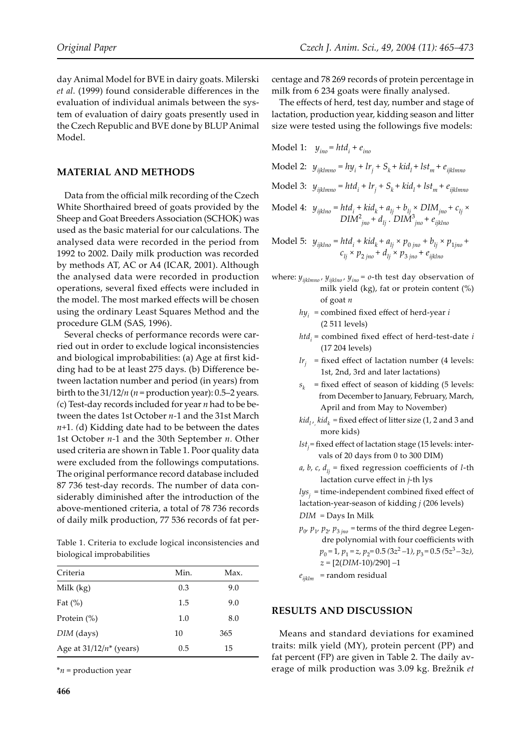day Animal Model for BVE in dairy goats. Milerski *et al.* (1999) found considerable differences in the evaluation of individual animals between the system of evaluation of dairy goats presently used in the Czech Republic and BVE done by BLUP Animal Model.

## MATERIAL AND METHODS

Data from the official milk recording of the Czech White Shorthaired breed of goats provided by the Sheep and Goat Breeders Association (SCHOK) was used as the basic material for our calculations. The analysed data were recorded in the period from 1992 to 2002. Daily milk production was recorded by methods AT, AC or A4 (ICAR, 2001). Although the analysed data were recorded in production operations, several fixed effects were included in the model. The most marked effects will be chosen using the ordinary Least Squares Method and the procedure GLM (SAS, 1996).

Several checks of performance records were carried out in order to exclude logical inconsistencies and biological improbabilities: (a) Age at first kidding had to be at least 275 days. (b) Difference between lactation number and period (in years) from birth to the 31/12/*n* (*n* = production year): 0.5–2 years. (c) Test-day records included for year *n* had to be between the dates 1st October *n*-1 and the 31st March *n*+1. (d) Kidding date had to be between the dates 1st October *n*-1 and the 30th September *n*. Other used criteria are shown in Table 1. Poor quality data were excluded from the followings computations. The original performance record database included 87 736 test-day records. The number of data considerably diminished after the introduction of the above-mentioned criteria, a total of 78 736 records of daily milk production, 77 536 records of fat percentage and 78 269 records of protein percentage in milk from 6 234 goats were finally analysed.

Table 1. Criteria to exclude logical inconsistencies and biological improbabilities

| Criteria | Min. | Max. |
|---|---|---|
| Milk (kg) | 0.3 | 9.0 |
| Fat (%) | 1.5 | 9.0 |
| Protein (%) | 1.0 | 8.0 |
| *DIM* (days) | 10 | 365 |
| Age at 31/12/*n*\* (years) | 0.5 | 15 |

\**n* = production year

The effects of herd, test day, number and stage of lactation, production year, kidding season and litter size were tested using the followings five models:

Model 1: $y_{ino} = htd_i + e_{ino}$

Model 2: $y_{ijklmno} = hy_i + lr_j + S_k + kid_l + lst_m + e_{ijklmno}$

Model 3: $y_{ijklmno} = htd_i + lr_j + S_k + kid_l + lst_m + e_{ijklmno}$

Model 4: $y_{ijklno} = htd_i + kid_k + a_{lj} + b_{lj} \times DIM_{jno} + c_{lj} \times DIM^2_{jno} + d_{lj} \cdot DIM^3_{jno} + e_{ijklno}$

Model 5: $y_{ijklno} = htd_i + kid_k + a_{lj} \times p_{0\,jno} + b_{lj} \times p_{1jno} + c_{lj} \times p_{2\,jno} + d_{lj} \times p_{3\,jno} + e_{ijklno}$

where: $y_{ijklmno}$, $y_{ijklno}$, $y_{ino}$ = *o*-th test day observation of milk yield (kg), fat or protein content (%) of goat *n*

$hy_i$ = combined fixed effect of herd-year *i* (2 511 levels)

$htd_i$ = combined fixed effect of herd-test-date *i* (17 204 levels)

$lr_j$ = fixed effect of lactation number (4 levels: 1st, 2nd, 3rd and later lactations)

$s_k$ = fixed effect of season of kidding (5 levels: from December to January, February, March, April and from May to November)

$kid_l$, $kid_k$ = fixed effect of litter size (1, 2 and 3 and more kids)

$lst_j$ = fixed effect of lactation stage (15 levels: intervals of 20 days from 0 to 300 DIM)

*a, b, c,* $d_{lj}$ = fixed regression coefficients of *l*-th lactation curve effect in *j*-th lys

$lys_j$ = time-independent combined fixed effect of lactation-year-season of kidding *j* (206 levels)

*DIM* = Days In Milk

$p_0$, $p_1$, $p_2$, $p_{3\,jno}$ = terms of the third degree Legendre polynomial with four coefficients with $p_0 = 1$, $p_1 = z$, $p_2 = 0.5\,(3z^2 – 1)$, $p_3 = 0.5\,(5z^3 – 3z)$, $z = [2(DIM\text{-}10)/290] – 1$

$e_{ijklm}$ = random residual

## RESULTS AND DISCUSSION

Means and standard deviations for examined traits: milk yield (MY), protein percent (PP) and fat percent (FP) are given in Table 2. The daily average of milk production was 3.09 kg. Brežnik *et*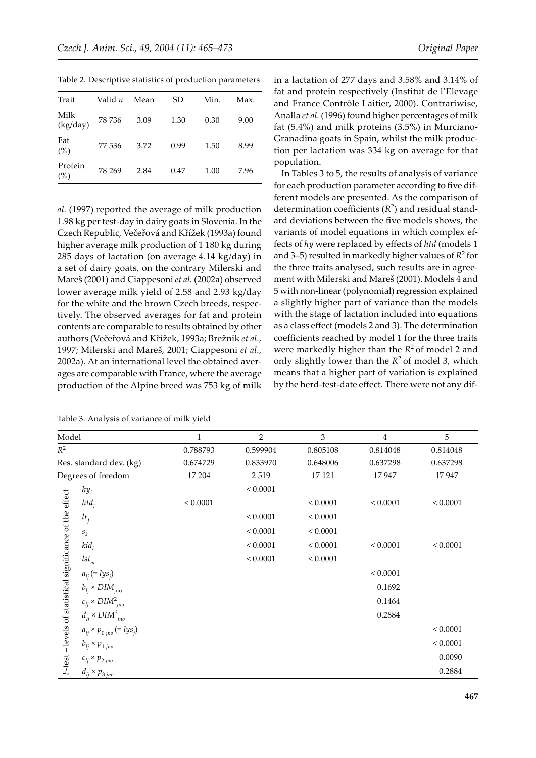Table 2. Descriptive statistics of production parameters

| Trait | Valid $n$ | Mean | SD | Min. | Max. |
|---|---|---|---|---|---|
| Milk (kg/day) | 78 736 | 3.09 | 1.30 | 0.30 | 9.00 |
| Fat (%) | 77 536 | 3.72 | 0.99 | 1.50 | 8.99 |
| Protein (%) | 78 269 | 2.84 | 0.47 | 1.00 | 7.96 |

*al.* (1997) reported the average of milk production 1.98 kg per test-day in dairy goats in Slovenia. In the Czech Republic, Večeřová and Křížek (1993a) found higher average milk production of 1 180 kg during 285 days of lactation (on average 4.14 kg/day) in a set of dairy goats, on the contrary Milerski and Mareš (2001) and Ciappesoni *et al.* (2002a) observed lower average milk yield of 2.58 and 2.93 kg/day for the white and the brown Czech breeds, respectively. The observed averages for fat and protein contents are comparable to results obtained by other authors (Večeřová and Křížek, 1993a; Brežnik *et al.*, 1997; Milerski and Mareš, 2001; Ciappesoni *et al.*, 2002a). At an international level the obtained averages are comparable with France, where the average production of the Alpine breed was 753 kg of milk in a lactation of 277 days and 3.58% and 3.14% of fat and protein respectively (Institut de l'Elevage and France Contrôle Laitier, 2000). Contrariwise, Analla *et al.* (1996) found higher percentages of milk fat (5.4%) and milk proteins (3.5%) in Murciano-Granadina goats in Spain, whilst the milk production per lactation was 334 kg on average for that population.

In Tables 3 to 5, the results of analysis of variance for each production parameter according to five different models are presented. As the comparison of determination coefficients ($R^2$) and residual standard deviations between the five models shows, the variants of model equations in which complex effects of *hy* were replaced by effects of *htd* (models 1 and 3–5) resulted in markedly higher values of $R^2$ for the three traits analysed, such results are in agreement with Milerski and Mareš (2001). Models 4 and 5 with non-linear (polynomial) regression explained a slightly higher part of variance than the models with the stage of lactation included into equations as a class effect (models 2 and 3). The determination coefficients reached by model 1 for the three traits were markedly higher than the $R^2$ of model 2 and only slightly lower than the $R^2$ of model 3, which means that a higher part of variation is explained by the herd-test-date effect. There were not any dif-

Table 3. Analysis of variance of milk yield

| Model | | 1 | 2 | 3 | 4 | 5 |
|---|---|---|---|---|---|---|
| $R^2$ | | 0.788793 | 0.599904 | 0.805108 | 0.814048 | 0.814048 |
| Res. standard dev. (kg) | | 0.674729 | 0.833970 | 0.648006 | 0.637298 | 0.637298 |
| Degrees of freedom | | 17 204 | 2 519 | 17 121 | 17 947 | 17 947 |
| *F*-test – levels of statistical significance of the effect | $hy_i$ | | < 0.0001 | | | |
| | $htd_i$ | < 0.0001 | | < 0.0001 | < 0.0001 | < 0.0001 |
| | $lr_j$ | | < 0.0001 | < 0.0001 | | |
| | $s_k$ | | < 0.0001 | < 0.0001 | | |
| | $kid_l$ | | < 0.0001 | < 0.0001 | < 0.0001 | < 0.0001 |
| | $lst_m$ | | < 0.0001 | < 0.0001 | | |
| | $a_{lj}$ (= $lys_j$) | | | | < 0.0001 | |
| | $b_{lj} \times DIM_{jno}$ | | | | 0.1692 | |
| | $c_{lj} \times DIM^2_{jno}$ | | | | 0.1464 | |
| | $d_{lj} \times DIM^3_{jno}$ | | | | 0.2884 | |
| | $a_{lj} \times p_{0\,jno}$ (= $lys_j$) | | | | | < 0.0001 |
| | $b_{lj} \times p_{1\,jno}$ | | | | | < 0.0001 |
| | $c_{lj} \times p_{2\,jno}$ | | | | | 0.0090 |
| | $d_{lj} \times p_{3\,jno}$ | | | | | 0.2884 |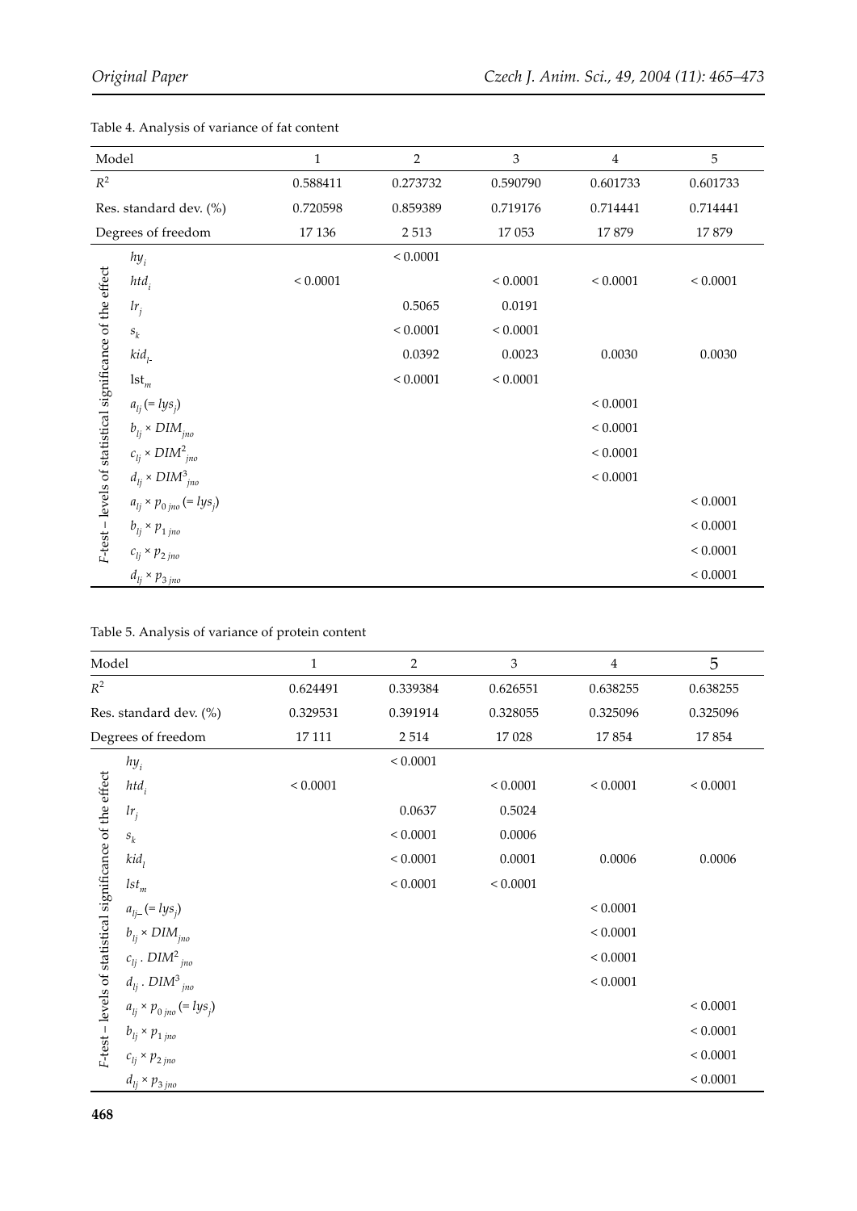Table 4. Analysis of variance of fat content

| Model | | 1 | 2 | 3 | 4 | 5 |
|---|---|---|---|---|---|---|
| $R^2$ | | 0.588411 | 0.273732 | 0.590790 | 0.601733 | 0.601733 |
| Res. standard dev. (%) | | 0.720598 | 0.859389 | 0.719176 | 0.714441 | 0.714441 |
| Degrees of freedom | | 17 136 | 2 513 | 17 053 | 17 879 | 17 879 |
| *F*-test – levels of statistical significance of the effect | $hy_i$ | | < 0.0001 | | | |
| | $htd_i$ | < 0.0001 | | < 0.0001 | < 0.0001 | < 0.0001 |
| | $lr_j$ | | 0.5065 | 0.0191 | | |
| | $s_k$ | | < 0.0001 | < 0.0001 | | |
| | $kid_{l\cdot}$ | | 0.0392 | 0.0023 | 0.0030 | 0.0030 |
| | $\mathrm{lst}_m$ | | < 0.0001 | < 0.0001 | | |
| | $a_{lj}$ (= $lys_j$) | | | | < 0.0001 | |
| | $b_{lj} \times DIM_{jno}$ | | | | < 0.0001 | |
| | $c_{lj} \times DIM^2_{jno}$ | | | | < 0.0001 | |
| | $d_{lj} \times DIM^3_{jno}$ | | | | < 0.0001 | |
| | $a_{lj} \times p_{0\,jno}$ (= $lys_j$) | | | | | < 0.0001 |
| | $b_{lj} \times p_{1\,jno}$ | | | | | < 0.0001 |
| | $c_{lj} \times p_{2\,jno}$ | | | | | < 0.0001 |
| | $d_{lj} \times p_{3\,jno}$ | | | | | < 0.0001 |

Table 5. Analysis of variance of protein content

| Model | | 1 | 2 | 3 | 4 | 5 |
|---|---|---|---|---|---|---|
| $R^2$ | | 0.624491 | 0.339384 | 0.626551 | 0.638255 | 0.638255 |
| Res. standard dev. (%) | | 0.329531 | 0.391914 | 0.328055 | 0.325096 | 0.325096 |
| Degrees of freedom | | 17 111 | 2 514 | 17 028 | 17 854 | 17 854 |
| *F*-test – levels of statistical significance of the effect | $hy_i$ | | < 0.0001 | | | |
| | $htd_i$ | < 0.0001 | | < 0.0001 | < 0.0001 | < 0.0001 |
| | $lr_j$ | | 0.0637 | 0.5024 | | |
| | $s_k$ | | < 0.0001 | 0.0006 | | |
| | $kid_l$ | | < 0.0001 | 0.0001 | 0.0006 | 0.0006 |
| | $lst_m$ | | < 0.0001 | < 0.0001 | | |
| | $a_{lj}$ (= $lys_j$) | | | | < 0.0001 | |
| | $b_{lj} \times DIM_{jno}$ | | | | < 0.0001 | |
| | $c_{lj} \cdot DIM^2_{jno}$ | | | | < 0.0001 | |
| | $d_{lj} \cdot DIM^3_{jno}$ | | | | < 0.0001 | |
| | $a_{lj} \times p_{0\,jno}$ (= $lys_j$) | | | | | < 0.0001 |
| | $b_{lj} \times p_{1\,jno}$ | | | | | < 0.0001 |
| | $c_{lj} \times p_{2\,jno}$ | | | | | < 0.0001 |
| | $d_{lj} \times p_{3\,jno}$ | | | | | < 0.0001 |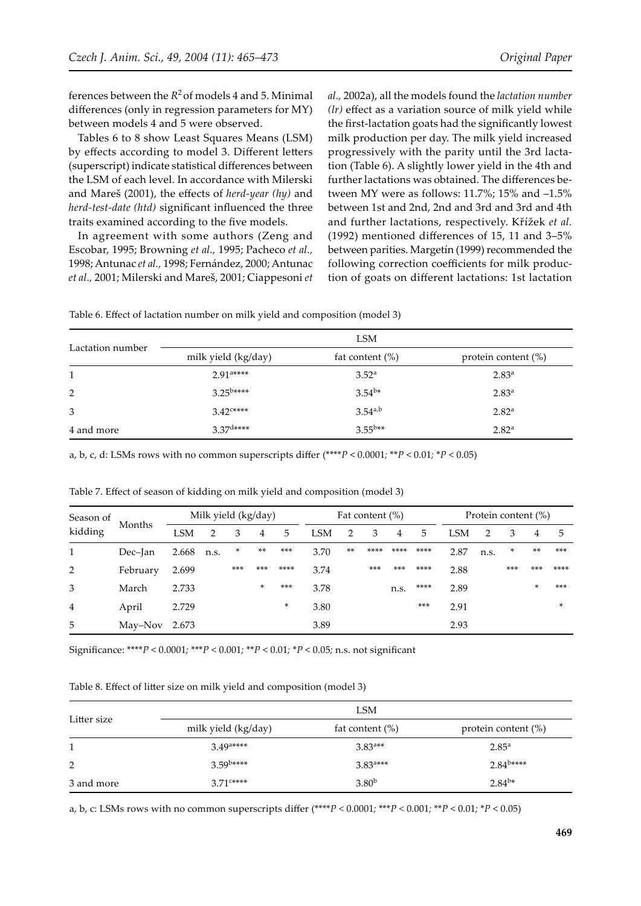ferences between the $R^2$ of models 4 and 5. Minimal differences (only in regression parameters for MY) between models 4 and 5 were observed.

Tables 6 to 8 show Least Squares Means (LSM) by effects according to model 3. Different letters (superscript) indicate statistical differences between the LSM of each level. In accordance with Milerski and Mareš (2001), the effects of *herd-year (hy)* and *herd-test-date (htd)* significant influenced the three traits examined according to the five models.

In agreement with some authors (Zeng and Escobar, 1995; Browning *et al.*, 1995; Pacheco *et al.*, 1998; Antunac *et al.*, 1998; Fernández, 2000; Antunac *et al.*, 2001; Milerski and Mareš, 2001; Ciappesoni *et al.*, 2002a), all the models found the *lactation number (lr)* effect as a variation source of milk yield while the first-lactation goats had the significantly lowest milk production per day. The milk yield increased progressively with the parity until the 3rd lactation (Table 6). A slightly lower yield in the 4th and further lactations was obtained. The differences between MY were as follows: 11.7%; 15% and –1.5% between 1st and 2nd, 2nd and 3rd and 3rd and 4th and further lactations, respectively. Křížek *et al.* (1992) mentioned differences of 15, 11 and 3–5% between parities. Margetín (1999) recommended the following correction coefficients for milk production of goats on different lactations: 1st lactation

Table 6. Effect of lactation number on milk yield and composition (model 3)

| Lactation number | LSM | | |
|---|---|---|---|
| | milk yield (kg/day) | fat content (%) | protein content (%) |
| 1 | 2.91[a****] | 3.52[a] | 2.83[a] |
| 2 | 3.25[b****] | 3.54[b*] | 2.83[a] |
| 3 | 3.42[c****] | 3.54[a,b] | 2.82[a] |
| 4 and more | 3.37[d****] | 3.55[b**] | 2.82[a] |

a, b, c, d: LSMs rows with no common superscripts differ (****$P < 0.0001$; **$P < 0.01$; *$P < 0.05$)

Table 7. Effect of season of kidding on milk yield and composition (model 3)

| Season of kidding | Months | Milk yield (kg/day) | | | | | Fat content (%) | | | | | Protein content (%) | | | | |
|---|---|---|---|---|---|---|---|---|---|---|---|---|---|---|---|---|
| | | LSM | 2 | 3 | 4 | 5 | LSM | 2 | 3 | 4 | 5 | LSM | 2 | 3 | 4 | 5 |
| 1 | Dec–Jan | 2.668 | n.s. | * | ** | *** | 3.70 | ** | **** | **** | **** | 2.87 | n.s. | * | ** | *** |
| 2 | February | 2.699 | | *** | *** | **** | 3.74 | | *** | *** | **** | 2.88 | | *** | *** | **** |
| 3 | March | 2.733 | | | * | *** | 3.78 | | | n.s. | **** | 2.89 | | | * | *** |
| 4 | April | 2.729 | | | | * | 3.80 | | | | *** | 2.91 | | | | * |
| 5 | May–Nov | 2.673 | | | | | 3.89 | | | | | 2.93 | | | | |

Significance: ****$P < 0.0001$; ***$P < 0.001$; **$P < 0.01$; *$P < 0.05$; n.s. not significant

Table 8. Effect of litter size on milk yield and composition (model 3)

| Litter size | LSM | | |
|---|---|---|---|
| | milk yield (kg/day) | fat content (%) | protein content (%) |
| 1 | 3.49[a****] | 3.83[a**] | 2.85[a] |
| 2 | 3.59[b****] | 3.83[a***] | 2.84[b****] |
| 3 and more | 3.71[c****] | 3.80[b] | 2.84[b*] |

a, b, c: LSMs rows with no common superscripts differ (****$P < 0.0001$; ***$P < 0.001$; **$P < 0.01$; *$P < 0.05$)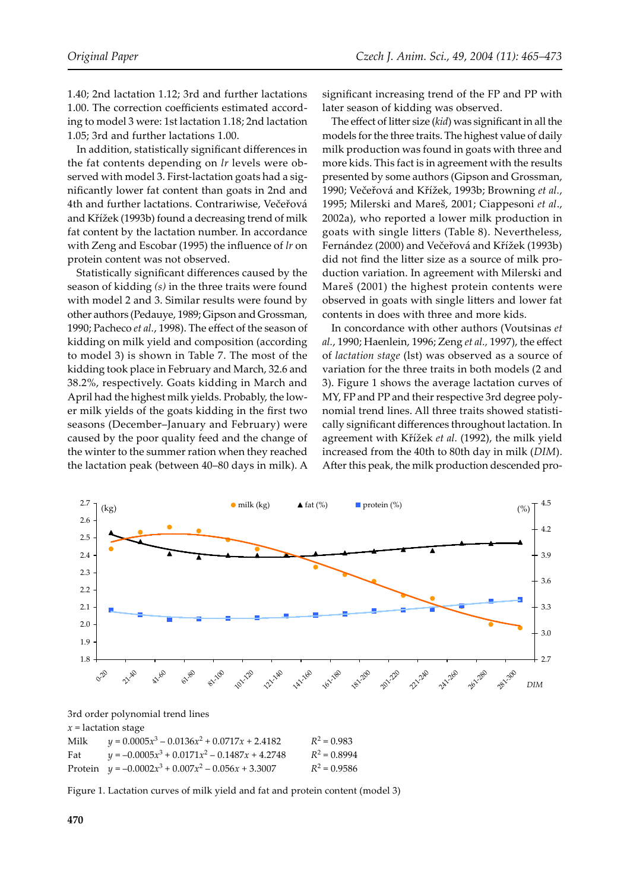1.40; 2nd lactation 1.12; 3rd and further lactations 1.00. The correction coefficients estimated according to model 3 were: 1st lactation 1.18; 2nd lactation 1.05; 3rd and further lactations 1.00.

In addition, statistically significant differences in the fat contents depending on *lr* levels were observed with model 3. First-lactation goats had a significantly lower fat content than goats in 2nd and 4th and further lactations. Contrariwise, Večeřová and Křížek (1993b) found a decreasing trend of milk fat content by the lactation number. In accordance with Zeng and Escobar (1995) the influence of *lr* on protein content was not observed.

Statistically significant differences caused by the season of kidding *(s)* in the three traits were found with model 2 and 3. Similar results were found by other authors (Pedauye, 1989; Gipson and Grossman, 1990; Pacheco *et al.*, 1998). The effect of the season of kidding on milk yield and composition (according to model 3) is shown in Table 7. The most of the kidding took place in February and March, 32.6 and 38.2%, respectively. Goats kidding in March and April had the highest milk yields. Probably, the lower milk yields of the goats kidding in the first two seasons (December–January and February) were caused by the poor quality feed and the change of the winter to the summer ration when they reached the lactation peak (between 40–80 days in milk). A significant increasing trend of the FP and PP with later season of kidding was observed.

The effect of litter size (*kid*) was significant in all the models for the three traits. The highest value of daily milk production was found in goats with three and more kids. This fact is in agreement with the results presented by some authors (Gipson and Grossman, 1990; Večeřová and Křížek, 1993b; Browning *et al.*, 1995; Milerski and Mareš, 2001; Ciappesoni *et al.*, 2002a), who reported a lower milk production in goats with single litters (Table 8). Nevertheless, Fernández (2000) and Večeřová and Křížek (1993b) did not find the litter size as a source of milk production variation. In agreement with Milerski and Mareš (2001) the highest protein contents were observed in goats with single litters and lower fat contents in does with three and more kids.

In concordance with other authors (Voutsinas *et al.*, 1990; Haenlein, 1996; Zeng *et al.*, 1997), the effect of *lactation stage* (lst) was observed as a source of variation for the three traits in both models (2 and 3). Figure 1 shows the average lactation curves of MY, FP and PP and their respective 3rd degree polynomial trend lines. All three traits showed statistically significant differences throughout lactation. In agreement with Křížek *et al.* (1992), the milk yield increased from the 40th to 80th day in milk (*DIM*). After this peak, the milk production descended pro-

3rd order polynomial trend lines

$x$ = lactation stage

| | | |
|---|---|---|
| Milk | $y = 0.0005x^3 - 0.0136x^2 + 0.0717x + 2.4182$ | $R^2 = 0.983$ |
| Fat | $y = -0.0005x^3 + 0.0171x^2 - 0.1487x + 4.2748$ | $R^2 = 0.8994$ |
| Protein | $y = -0.0002x^3 + 0.007x^2 - 0.056x + 3.3007$ | $R^2 = 0.9586$ |

Figure 1. Lactation curves of milk yield and fat and protein content (model 3)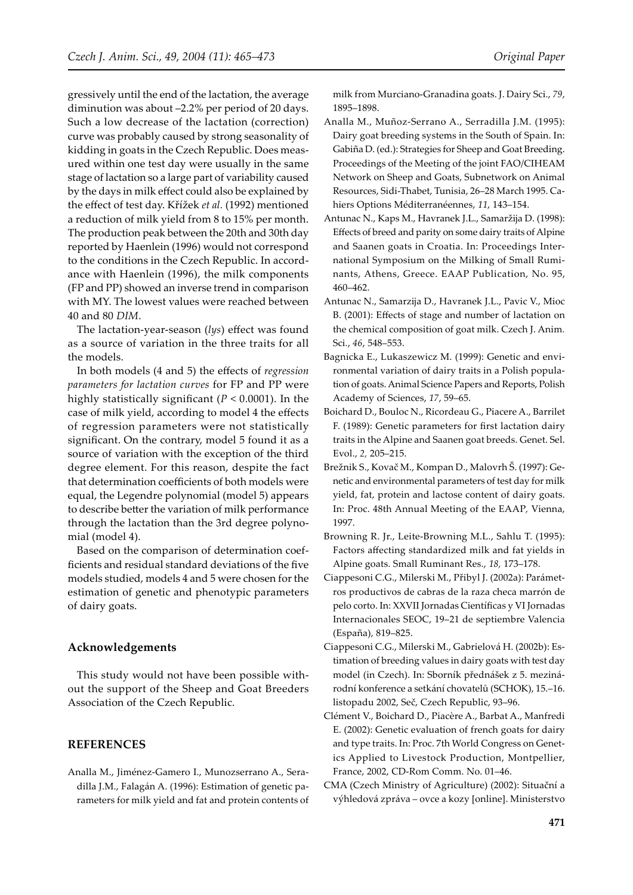gressively until the end of the lactation, the average diminution was about –2.2% per period of 20 days. Such a low decrease of the lactation (correction) curve was probably caused by strong seasonality of kidding in goats in the Czech Republic. Does measured within one test day were usually in the same stage of lactation so a large part of variability caused by the days in milk effect could also be explained by the effect of test day. Křížek *et al.* (1992) mentioned a reduction of milk yield from 8 to 15% per month. The production peak between the 20th and 30th day reported by Haenlein (1996) would not correspond to the conditions in the Czech Republic. In accordance with Haenlein (1996), the milk components (FP and PP) showed an inverse trend in comparison with MY. The lowest values were reached between 40 and 80 *DIM*.

The lactation-year-season (*lys*) effect was found as a source of variation in the three traits for all the models.

In both models (4 and 5) the effects of *regression parameters for lactation curves* for FP and PP were highly statistically significant ($P < 0.0001$). In the case of milk yield, according to model 4 the effects of regression parameters were not statistically significant. On the contrary, model 5 found it as a source of variation with the exception of the third degree element. For this reason, despite the fact that determination coefficients of both models were equal, the Legendre polynomial (model 5) appears to describe better the variation of milk performance through the lactation than the 3rd degree polynomial (model 4).

Based on the comparison of determination coefficients and residual standard deviations of the five models studied, models 4 and 5 were chosen for the estimation of genetic and phenotypic parameters of dairy goats.

## Acknowledgements

This study would not have been possible without the support of the Sheep and Goat Breeders Association of the Czech Republic.

## REFERENCES

Analla M., Jiménez-Gamero I., Munozserrano A., Seradilla J.M., Falagán A. (1996): Estimation of genetic parameters for milk yield and fat and protein contents of milk from Murciano-Granadina goats. J. Dairy Sci., *79*, 1895–1898.

Analla M., Muñoz-Serrano A., Serradilla J.M. (1995): Dairy goat breeding systems in the South of Spain. In: Gabiña D. (ed.): Strategies for Sheep and Goat Breeding. Proceedings of the Meeting of the joint FAO/CIHEAM Network on Sheep and Goats, Subnetwork on Animal Resources, Sidi-Thabet, Tunisia, 26–28 March 1995. Cahiers Options Méditerranéennes, *11*, 143–154.

Antunac N., Kaps M., Havranek J.L., Samaržija D. (1998): Effects of breed and parity on some dairy traits of Alpine and Saanen goats in Croatia. In: Proceedings International Symposium on the Milking of Small Ruminants, Athens, Greece. EAAP Publication, No. 95, 460–462.

Antunac N., Samarzija D., Havranek J.L., Pavic V., Mioc B. (2001): Effects of stage and number of lactation on the chemical composition of goat milk. Czech J. Anim. Sci., *46*, 548–553.

Bagnicka E., Lukaszewicz M. (1999): Genetic and environmental variation of dairy traits in a Polish population of goats. Animal Science Papers and Reports, Polish Academy of Sciences, *17*, 59–65.

Boichard D., Bouloc N., Ricordeau G., Piacere A., Barrilet F. (1989): Genetic parameters for first lactation dairy traits in the Alpine and Saanen goat breeds. Genet. Sel. Evol., *2*, 205–215.

Brežnik S., Kovač M., Kompan D., Malovrh Š. (1997): Genetic and environmental parameters of test day for milk yield, fat, protein and lactose content of dairy goats. In: Proc. 48th Annual Meeting of the EAAP, Vienna, 1997.

Browning R. Jr., Leite-Browning M.L., Sahlu T. (1995): Factors affecting standardized milk and fat yields in Alpine goats. Small Ruminant Res., *18*, 173–178.

Ciappesoni C.G., Milerski M., Přibyl J. (2002a): Parámetros productivos de cabras de la raza checa marrón de pelo corto. In: XXVII Jornadas Científicas y VI Jornadas Internacionales SEOC, 19–21 de septiembre Valencia (España), 819–825.

Ciappesoni C.G., Milerski M., Gabrielová H. (2002b): Estimation of breeding values in dairy goats with test day model (in Czech). In: Sborník přednášek z 5. mezinárodní konference a setkání chovatelů (SCHOK), 15.–16. listopadu 2002, Seč, Czech Republic, 93–96.

Clément V., Boichard D., Piacère A., Barbat A., Manfredi E. (2002): Genetic evaluation of french goats for dairy and type traits. In: Proc. 7th World Congress on Genetics Applied to Livestock Production, Montpellier, France, 2002, CD-Rom Comm. No. 01–46.

CMA (Czech Ministry of Agriculture) (2002): Situační a výhledová zpráva – ovce a kozy [online]. Ministerstvo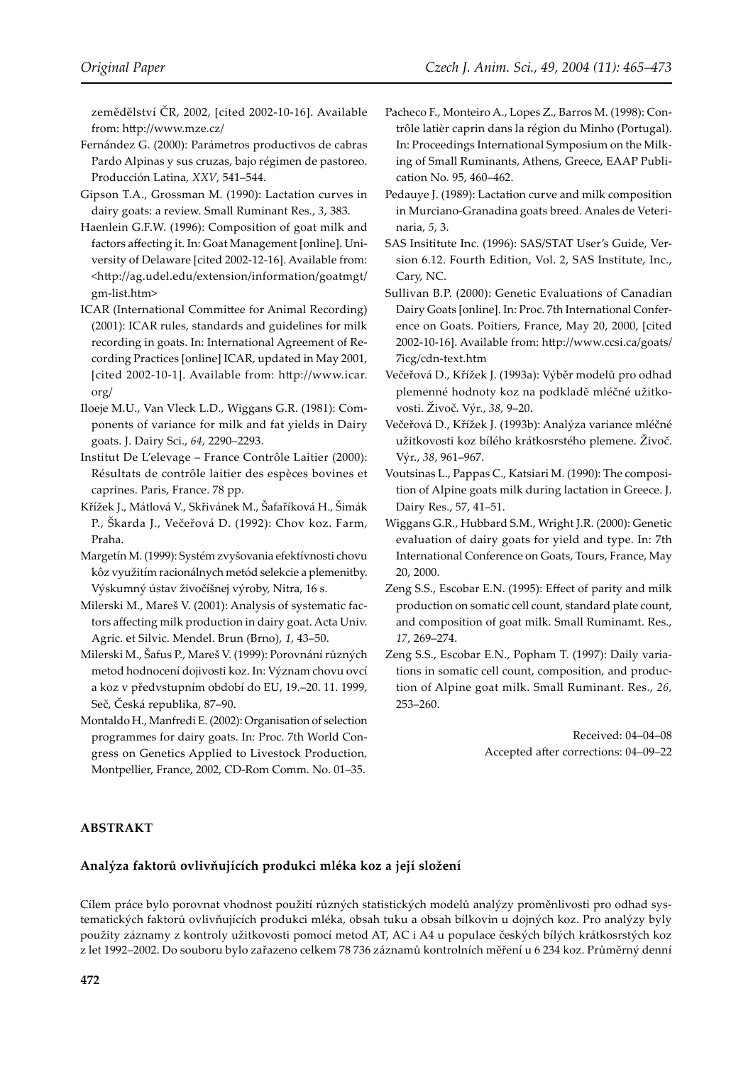zemědělství ČR, 2002, [cited 2002-10-16]. Available from: http://www.mze.cz/

Fernández G. (2000): Parámetros productivos de cabras Pardo Alpinas y sus cruzas, bajo régimen de pastoreo. Producción Latina, *XXV*, 541–544.

Gipson T.A., Grossman M. (1990): Lactation curves in dairy goats: a review. Small Ruminant Res., *3*, 383.

Haenlein G.F.W. (1996): Composition of goat milk and factors affecting it. In: Goat Management [online]. University of Delaware [cited 2002-12-16]. Available from: <http://ag.udel.edu/extension/information/goatmgt/gm-list.htm>

ICAR (International Committee for Animal Recording) (2001): ICAR rules, standards and guidelines for milk recording in goats. In: International Agreement of Recording Practices [online] ICAR, updated in May 2001, [cited 2002-10-1]. Available from: http://www.icar.org/

Iloeje M.U., Van Vleck L.D., Wiggans G.R. (1981): Components of variance for milk and fat yields in Dairy goats. J. Dairy Sci., *64,* 2290–2293.

Institut De L'elevage – France Contrôle Laitier (2000): Résultats de contrôle laitier des espèces bovines et caprines. Paris, France. 78 pp.

Křížek J., Mátlová V., Skřivánek M., Šafaříková H., Šimák P., Škarda J., Večeřová D. (1992): Chov koz. Farm, Praha.

Margetín M. (1999): Systém zvyšovania efektívnosti chovu kôz využitím racionálnych metód selekcie a plemenitby. Výskumný ústav živočíšnej výroby, Nitra, 16 s.

Milerski M., Mareš V. (2001): Analysis of systematic factors affecting milk production in dairy goat. Acta Univ. Agric. et Silvic. Mendel. Brun (Brno), *1*, 43–50.

Milerski M., Šafus P., Mareš V. (1999): Porovnání různých metod hodnocení dojivosti koz. In: Význam chovu ovcí a koz v předvstupním období do EU, 19.–20. 11. 1999, Seč, Česká republika, 87–90.

Montaldo H., Manfredi E. (2002): Organisation of selection programmes for dairy goats. In: Proc. 7th World Congress on Genetics Applied to Livestock Production, Montpellier, France, 2002, CD-Rom Comm. No. 01–35.

Pacheco F., Monteiro A., Lopes Z., Barros M. (1998): Contrôle latièr caprin dans la région du Minho (Portugal). In: Proceedings International Symposium on the Milking of Small Ruminants, Athens, Greece, EAAP Publication No. 95, 460–462.

Pedauye J. (1989): Lactation curve and milk composition in Murciano-Granadina goats breed. Anales de Veterinaria, *5*, 3.

SAS Insititute Inc. (1996): SAS/STAT User's Guide, Version 6.12. Fourth Edition, Vol. 2, SAS Institute, Inc., Cary, NC.

Sullivan B.P. (2000): Genetic Evaluations of Canadian Dairy Goats [online]. In: Proc. 7th International Conference on Goats. Poitiers, France, May 20, 2000, [cited 2002-10-16]. Available from: http://www.ccsi.ca/goats/7icg/cdn-text.htm

Večeřová D., Křížek J. (1993a): Výběr modelů pro odhad plemenné hodnoty koz na podkladě mléčné užitkovosti. Živoč. Výr., *38,* 9–20.

Večeřová D., Křížek J. (1993b): Analýza variance mléčné užitkovosti koz bílého krátkosrstého plemene. Živoč. Výr., *38*, 961–967.

Voutsinas L., Pappas C., Katsiari M. (1990): The composition of Alpine goats milk during lactation in Greece. J. Dairy Res., 57, 41–51.

Wiggans G.R., Hubbard S.M., Wright J.R. (2000): Genetic evaluation of dairy goats for yield and type. In: 7th International Conference on Goats, Tours, France, May 20, 2000.

Zeng S.S., Escobar E.N. (1995): Effect of parity and milk production on somatic cell count, standard plate count, and composition of goat milk. Small Ruminamt. Res., *17*, 269–274.

Zeng S.S., Escobar E.N., Popham T. (1997): Daily variations in somatic cell count, composition, and production of Alpine goat milk. Small Ruminant. Res., *26,* 253–260.

Received: 04–04–08
Accepted after corrections: 04–09–22

## ABSTRAKT

### Analýza faktorů ovlivňujících produkci mléka koz a její složení

Cílem práce bylo porovnat vhodnost použití různých statistických modelů analýzy proměnlivosti pro odhad systematických faktorů ovlivňujících produkci mléka, obsah tuku a obsah bílkovin u dojných koz. Pro analýzy byly použity záznamy z kontroly užitkovosti pomocí metod AT, AC i A4 u populace českých bílých krátkosrstých koz z let 1992–2002. Do souboru bylo zařazeno celkem 78 736 záznamů kontrolních měření u 6 234 koz. Průměrný denní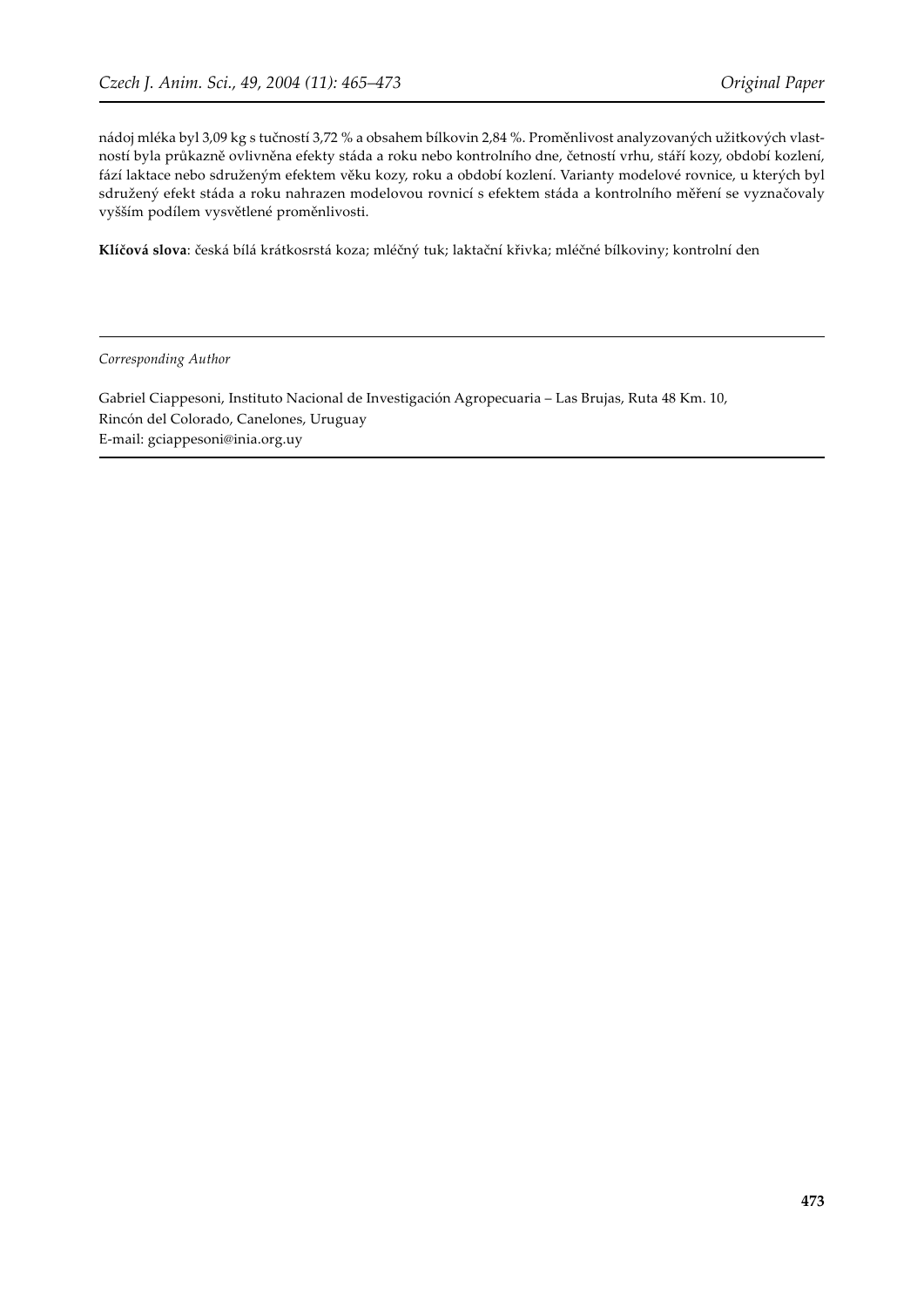nádoj mléka byl 3,09 kg s tučností 3,72 % a obsahem bílkovin 2,84 %. Proměnlivost analyzovaných užitkových vlastností byla průkazně ovlivněna efekty stáda a roku nebo kontrolního dne, četností vrhu, stáří kozy, období kozlení, fází laktace nebo sdruženým efektem věku kozy, roku a období kozlení. Varianty modelové rovnice, u kterých byl sdružený efekt stáda a roku nahrazen modelovou rovnicí s efektem stáda a kontrolního měření se vyznačovaly vyšším podílem vysvětlené proměnlivosti.

**Klíčová slova**: česká bílá krátkosrstá koza; mléčný tuk; laktační křivka; mléčné bílkoviny; kontrolní den

---

*Corresponding Author*

Gabriel Ciappesoni, Instituto Nacional de Investigación Agropecuaria – Las Brujas, Ruta 48 Km. 10, Rincón del Colorado, Canelones, Uruguay
E-mail: gciappesoni@inia.org.uy